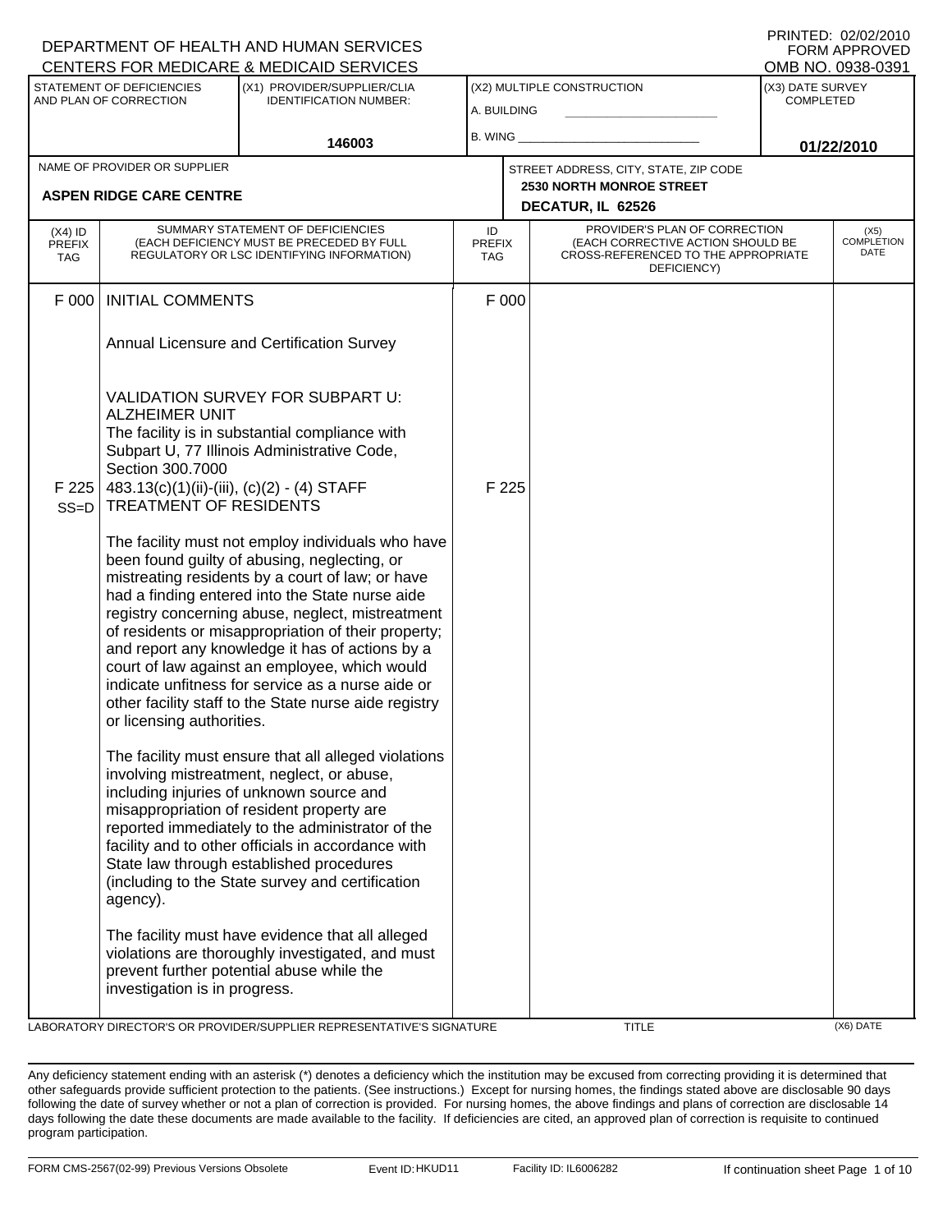DEPARTMENT OF HEALTH AND HUMAN SERVICES
CENTERS FOR MEDICARE & MEDICAID SERVICES

PRINTED: 02/02/2010
FORM APPROVED
OMB NO. 0938-0391

| STATEMENT OF DEFICIENCIES AND PLAN OF CORRECTION | (X1) PROVIDER/SUPPLIER/CLIA IDENTIFICATION NUMBER: | (X2) MULTIPLE CONSTRUCTION | (X3) DATE SURVEY COMPLETED |
|---|---|---|---|
| | 146003 | A. BUILDING ______ B. WING ______ | 01/22/2010 |

| NAME OF PROVIDER OR SUPPLIER | STREET ADDRESS, CITY, STATE, ZIP CODE |
|---|---|
| ASPEN RIDGE CARE CENTRE | 2530 NORTH MONROE STREET DECATUR, IL 62526 |

| (X4) ID PREFIX TAG | SUMMARY STATEMENT OF DEFICIENCIES (EACH DEFICIENCY MUST BE PRECEDED BY FULL REGULATORY OR LSC IDENTIFYING INFORMATION) | ID PREFIX TAG | PROVIDER'S PLAN OF CORRECTION (EACH CORRECTIVE ACTION SHOULD BE CROSS-REFERENCED TO THE APPROPRIATE DEFICIENCY) | (X5) COMPLETION DATE |
|---|---|---|---|---|
| F 000 | INITIAL COMMENTS<br><br>Annual Licensure and Certification Survey<br><br>VALIDATION SURVEY FOR SUBPART U: ALZHEIMER UNIT<br>The facility is in substantial compliance with Subpart U, 77 Illinois Administrative Code, Section 300.7000 | F 000 | | |
| F 225 SS=D | 483.13(c)(1)(ii)-(iii), (c)(2) - (4) STAFF TREATMENT OF RESIDENTS<br><br>The facility must not employ individuals who have been found guilty of abusing, neglecting, or mistreating residents by a court of law; or have had a finding entered into the State nurse aide registry concerning abuse, neglect, mistreatment of residents or misappropriation of their property; and report any knowledge it has of actions by a court of law against an employee, which would indicate unfitness for service as a nurse aide or other facility staff to the State nurse aide registry or licensing authorities.<br><br>The facility must ensure that all alleged violations involving mistreatment, neglect, or abuse, including injuries of unknown source and misappropriation of resident property are reported immediately to the administrator of the facility and to other officials in accordance with State law through established procedures (including to the State survey and certification agency).<br><br>The facility must have evidence that all alleged violations are thoroughly investigated, and must prevent further potential abuse while the investigation is in progress. | F 225 | | |

LABORATORY DIRECTOR'S OR PROVIDER/SUPPLIER REPRESENTATIVE'S SIGNATURE | TITLE | (X6) DATE

Any deficiency statement ending with an asterisk (*) denotes a deficiency which the institution may be excused from correcting providing it is determined that other safeguards provide sufficient protection to the patients. (See instructions.) Except for nursing homes, the findings stated above are disclosable 90 days following the date of survey whether or not a plan of correction is provided. For nursing homes, the above findings and plans of correction are disclosable 14 days following the date these documents are made available to the facility. If deficiencies are cited, an approved plan of correction is requisite to continued program participation.

FORM CMS-2567(02-99) Previous Versions Obsolete | Event ID: HKUD11 | Facility ID: IL6006282 | If continuation sheet Page 1 of 10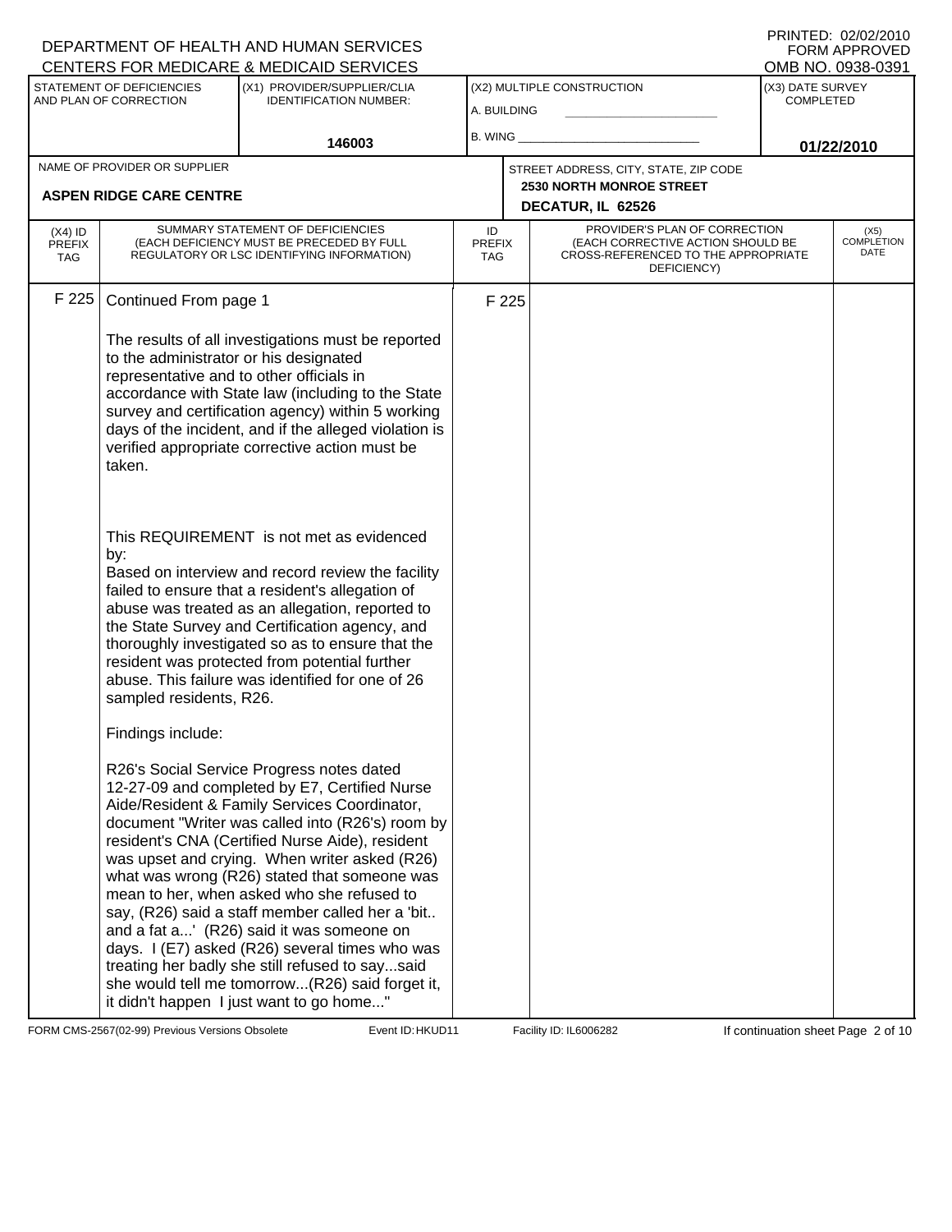DEPARTMENT OF HEALTH AND HUMAN SERVICES
CENTERS FOR MEDICARE & MEDICAID SERVICES

PRINTED: 02/02/2010
FORM APPROVED
OMB NO. 0938-0391

| STATEMENT OF DEFICIENCIES AND PLAN OF CORRECTION | (X1) PROVIDER/SUPPLIER/CLIA IDENTIFICATION NUMBER: | (X2) MULTIPLE CONSTRUCTION | (X3) DATE SURVEY COMPLETED |
|---|---|---|---|
| | 146003 | A. BUILDING ___ B. WING ___ | 01/22/2010 |

| NAME OF PROVIDER OR SUPPLIER | STREET ADDRESS, CITY, STATE, ZIP CODE |
|---|---|
| ASPEN RIDGE CARE CENTRE | 2530 NORTH MONROE STREET DECATUR, IL 62526 |

| (X4) ID PREFIX TAG | SUMMARY STATEMENT OF DEFICIENCIES (EACH DEFICIENCY MUST BE PRECEDED BY FULL REGULATORY OR LSC IDENTIFYING INFORMATION) | ID PREFIX TAG | PROVIDER'S PLAN OF CORRECTION (EACH CORRECTIVE ACTION SHOULD BE CROSS-REFERENCED TO THE APPROPRIATE DEFICIENCY) | (X5) COMPLETION DATE |
|---|---|---|---|---|
| F 225 | Continued From page 1 | F 225 | | |

The results of all investigations must be reported to the administrator or his designated representative and to other officials in accordance with State law (including to the State survey and certification agency) within 5 working days of the incident, and if the alleged violation is verified appropriate corrective action must be taken.

This REQUIREMENT is not met as evidenced by:
Based on interview and record review the facility failed to ensure that a resident's allegation of abuse was treated as an allegation, reported to the State Survey and Certification agency, and thoroughly investigated so as to ensure that the resident was protected from potential further abuse. This failure was identified for one of 26 sampled residents, R26.

Findings include:

R26's Social Service Progress notes dated 12-27-09 and completed by E7, Certified Nurse Aide/Resident & Family Services Coordinator, document "Writer was called into (R26's) room by resident's CNA (Certified Nurse Aide), resident was upset and crying. When writer asked (R26) what was wrong (R26) stated that someone was mean to her, when asked who she refused to say, (R26) said a staff member called her a 'bit.. and a fat a...' (R26) said it was someone on days. I (E7) asked (R26) several times who was treating her badly she still refused to say...said she would tell me tomorrow...(R26) said forget it, it didn't happen I just want to go home..."

FORM CMS-2567(02-99) Previous Versions Obsolete | Event ID: HKUD11 | Facility ID: IL6006282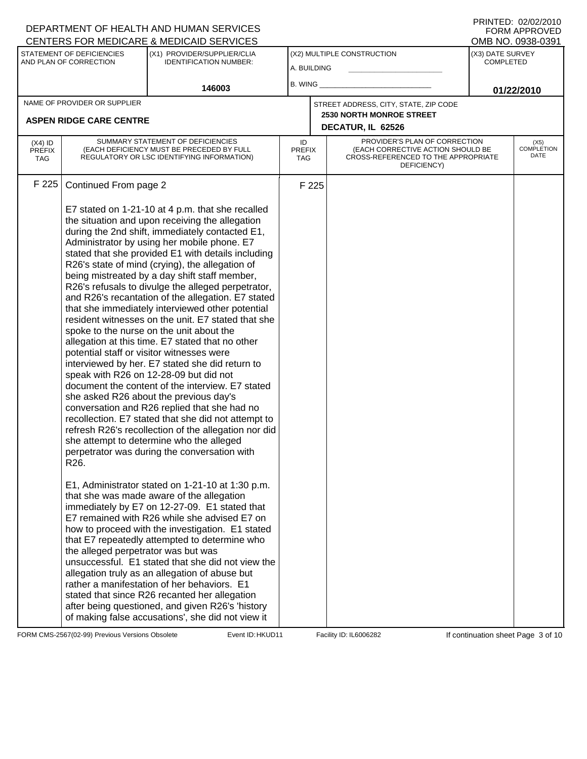DEPARTMENT OF HEALTH AND HUMAN SERVICES
CENTERS FOR MEDICARE & MEDICAID SERVICES

PRINTED: 02/02/2010
FORM APPROVED
OMB NO. 0938-0391

| STATEMENT OF DEFICIENCIES AND PLAN OF CORRECTION | (X1) PROVIDER/SUPPLIER/CLIA IDENTIFICATION NUMBER: | (X2) MULTIPLE CONSTRUCTION | (X3) DATE SURVEY COMPLETED |
|---|---|---|---|
| | 146003 | A. BUILDING ___ B. WING ___ | 01/22/2010 |

| NAME OF PROVIDER OR SUPPLIER | STREET ADDRESS, CITY, STATE, ZIP CODE |
|---|---|
| ASPEN RIDGE CARE CENTRE | 2530 NORTH MONROE STREET DECATUR, IL 62526 |

| (X4) ID PREFIX TAG | SUMMARY STATEMENT OF DEFICIENCIES (EACH DEFICIENCY MUST BE PRECEDED BY FULL REGULATORY OR LSC IDENTIFYING INFORMATION) | ID PREFIX TAG | PROVIDER'S PLAN OF CORRECTION (EACH CORRECTIVE ACTION SHOULD BE CROSS-REFERENCED TO THE APPROPRIATE DEFICIENCY) | (X5) COMPLETION DATE |
|---|---|---|---|---|
| F 225 | Continued From page 2 | F 225 | | |

E7 stated on 1-21-10 at 4 p.m. that she recalled the situation and upon receiving the allegation during the 2nd shift, immediately contacted E1, Administrator by using her mobile phone. E7 stated that she provided E1 with details including R26's state of mind (crying), the allegation of being mistreated by a day shift staff member, R26's refusals to divulge the alleged perpetrator, and R26's recantation of the allegation. E7 stated that she immediately interviewed other potential resident witnesses on the unit. E7 stated that she spoke to the nurse on the unit about the allegation at this time. E7 stated that no other potential staff or visitor witnesses were interviewed by her. E7 stated she did return to speak with R26 on 12-28-09 but did not document the content of the interview. E7 stated she asked R26 about the previous day's conversation and R26 replied that she had no recollection. E7 stated that she did not attempt to refresh R26's recollection of the allegation nor did she attempt to determine who the alleged perpetrator was during the conversation with R26.

E1, Administrator stated on 1-21-10 at 1:30 p.m. that she was made aware of the allegation immediately by E7 on 12-27-09. E1 stated that E7 remained with R26 while she advised E7 on how to proceed with the investigation. E1 stated that E7 repeatedly attempted to determine who the alleged perpetrator was but was unsuccessful. E1 stated that she did not view the allegation truly as an allegation of abuse but rather a manifestation of her behaviors. E1 stated that since R26 recanted her allegation after being questioned, and given R26's 'history of making false accusations', she did not view it

FORM CMS-2567(02-99) Previous Versions Obsolete Event ID: HKUD11 Facility ID: IL6006282 If continuation sheet Page 3 of 10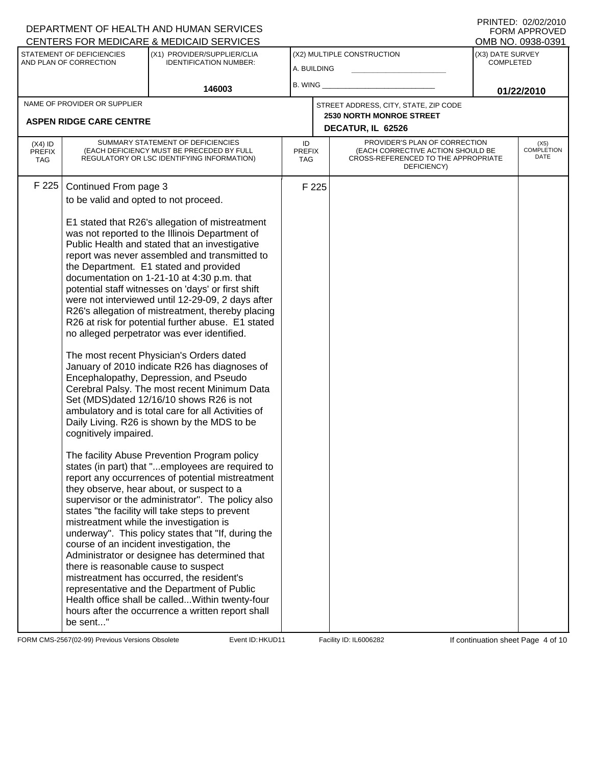DEPARTMENT OF HEALTH AND HUMAN SERVICES
CENTERS FOR MEDICARE & MEDICAID SERVICES

PRINTED: 02/02/2010
FORM APPROVED
OMB NO. 0938-0391

| STATEMENT OF DEFICIENCIES AND PLAN OF CORRECTION | (X1) PROVIDER/SUPPLIER/CLIA IDENTIFICATION NUMBER: | (X2) MULTIPLE CONSTRUCTION | (X3) DATE SURVEY COMPLETED |
|---|---|---|---|
| | 146003 | A. BUILDING <br> B. WING | 01/22/2010 |

| NAME OF PROVIDER OR SUPPLIER | STREET ADDRESS, CITY, STATE, ZIP CODE |
|---|---|
| ASPEN RIDGE CARE CENTRE | 2530 NORTH MONROE STREET <br> DECATUR, IL 62526 |

| (X4) ID PREFIX TAG | SUMMARY STATEMENT OF DEFICIENCIES (EACH DEFICIENCY MUST BE PRECEDED BY FULL REGULATORY OR LSC IDENTIFYING INFORMATION) | ID PREFIX TAG | PROVIDER'S PLAN OF CORRECTION (EACH CORRECTIVE ACTION SHOULD BE CROSS-REFERENCED TO THE APPROPRIATE DEFICIENCY) | (X5) COMPLETION DATE |
|---|---|---|---|---|
| F 225 | Continued From page 3 | F 225 | | |

to be valid and opted to not proceed.

E1 stated that R26's allegation of mistreatment was not reported to the Illinois Department of Public Health and stated that an investigative report was never assembled and transmitted to the Department. E1 stated and provided documentation on 1-21-10 at 4:30 p.m. that potential staff witnesses on 'days' or first shift were not interviewed until 12-29-09, 2 days after R26's allegation of mistreatment, thereby placing R26 at risk for potential further abuse. E1 stated no alleged perpetrator was ever identified.

The most recent Physician's Orders dated January of 2010 indicate R26 has diagnoses of Encephalopathy, Depression, and Pseudo Cerebral Palsy. The most recent Minimum Data Set (MDS)dated 12/16/10 shows R26 is not ambulatory and is total care for all Activities of Daily Living. R26 is shown by the MDS to be cognitively impaired.

The facility Abuse Prevention Program policy states (in part) that "...employees are required to report any occurrences of potential mistreatment they observe, hear about, or suspect to a supervisor or the administrator". The policy also states "the facility will take steps to prevent mistreatment while the investigation is underway". This policy states that "If, during the course of an incident investigation, the Administrator or designee has determined that there is reasonable cause to suspect mistreatment has occurred, the resident's representative and the Department of Public Health office shall be called...Within twenty-four hours after the occurrence a written report shall be sent..."

FORM CMS-2567(02-99) Previous Versions Obsolete Event ID: HKUD11 Facility ID: IL6006282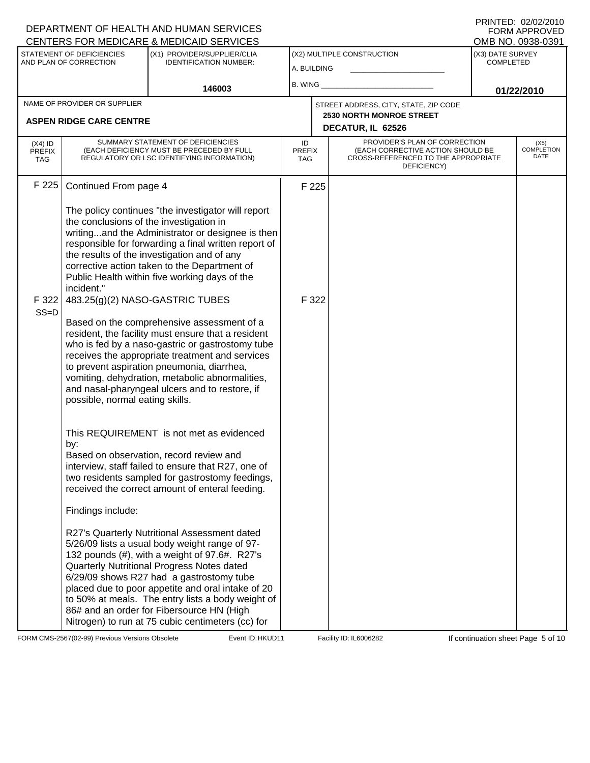DEPARTMENT OF HEALTH AND HUMAN SERVICES
CENTERS FOR MEDICARE & MEDICAID SERVICES

PRINTED: 02/02/2010
FORM APPROVED
OMB NO. 0938-0391

| STATEMENT OF DEFICIENCIES AND PLAN OF CORRECTION | (X1) PROVIDER/SUPPLIER/CLIA IDENTIFICATION NUMBER: | (X2) MULTIPLE CONSTRUCTION | (X3) DATE SURVEY COMPLETED |
|---|---|---|---|
| | 146003 | A. BUILDING<br>B. WING | 01/22/2010 |

| NAME OF PROVIDER OR SUPPLIER | STREET ADDRESS, CITY, STATE, ZIP CODE |
|---|---|
| ASPEN RIDGE CARE CENTRE | 2530 NORTH MONROE STREET<br>DECATUR, IL 62526 |

| (X4) ID PREFIX TAG | SUMMARY STATEMENT OF DEFICIENCIES (EACH DEFICIENCY MUST BE PRECEDED BY FULL REGULATORY OR LSC IDENTIFYING INFORMATION) | ID PREFIX TAG | PROVIDER'S PLAN OF CORRECTION (EACH CORRECTIVE ACTION SHOULD BE CROSS-REFERENCED TO THE APPROPRIATE DEFICIENCY) | (X5) COMPLETION DATE |
|---|---|---|---|---|
| F 225 | Continued From page 4<br><br>The policy continues "the investigator will report the conclusions of the investigation in writing...and the Administrator or designee is then responsible for forwarding a final written report of the results of the investigation and of any corrective action taken to the Department of Public Health within five working days of the incident." | F 225 | | |
| F 322<br>SS=D | 483.25(g)(2) NASO-GASTRIC TUBES<br><br>Based on the comprehensive assessment of a resident, the facility must ensure that a resident who is fed by a naso-gastric or gastrostomy tube receives the appropriate treatment and services to prevent aspiration pneumonia, diarrhea, vomiting, dehydration, metabolic abnormalities, and nasal-pharyngeal ulcers and to restore, if possible, normal eating skills.<br><br>This REQUIREMENT is not met as evidenced by:<br>Based on observation, record review and interview, staff failed to ensure that R27, one of two residents sampled for gastrostomy feedings, received the correct amount of enteral feeding.<br><br>Findings include:<br><br>R27's Quarterly Nutritional Assessment dated 5/26/09 lists a usual body weight range of 97-132 pounds (#), with a weight of 97.6#. R27's Quarterly Nutritional Progress Notes dated 6/29/09 shows R27 had a gastrostomy tube placed due to poor appetite and oral intake of 20 to 50% at meals. The entry lists a body weight of 86# and an order for Fibersource HN (High Nitrogen) to run at 75 cubic centimeters (cc) for | F 322 | | |

FORM CMS-2567(02-99) Previous Versions Obsolete | Event ID: HKUD11 | Facility ID: IL6006282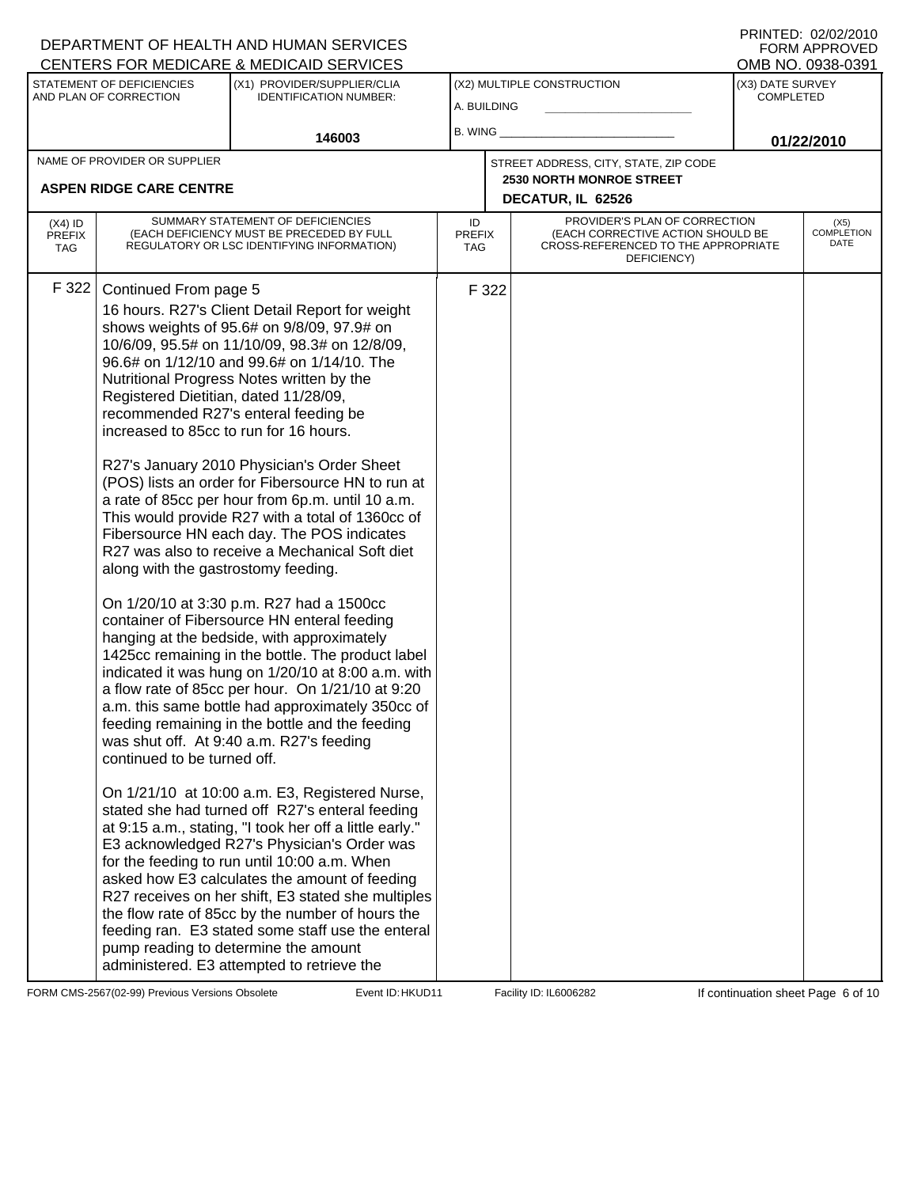DEPARTMENT OF HEALTH AND HUMAN SERVICES
CENTERS FOR MEDICARE & MEDICAID SERVICES

PRINTED: 02/02/2010
FORM APPROVED
OMB NO. 0938-0391

| STATEMENT OF DEFICIENCIES AND PLAN OF CORRECTION | (X1) PROVIDER/SUPPLIER/CLIA IDENTIFICATION NUMBER: | (X2) MULTIPLE CONSTRUCTION | (X3) DATE SURVEY COMPLETED |
|---|---|---|---|
| | 146003 | A. BUILDING ___ B. WING ___ | 01/22/2010 |

| NAME OF PROVIDER OR SUPPLIER | STREET ADDRESS, CITY, STATE, ZIP CODE |
|---|---|
| ASPEN RIDGE CARE CENTRE | 2530 NORTH MONROE STREET DECATUR, IL 62526 |

| (X4) ID PREFIX TAG | SUMMARY STATEMENT OF DEFICIENCIES (EACH DEFICIENCY MUST BE PRECEDED BY FULL REGULATORY OR LSC IDENTIFYING INFORMATION) | ID PREFIX TAG | PROVIDER'S PLAN OF CORRECTION (EACH CORRECTIVE ACTION SHOULD BE CROSS-REFERENCED TO THE APPROPRIATE DEFICIENCY) | (X5) COMPLETION DATE |
|---|---|---|---|---|
| F 322 | Continued From page 5 | F 322 | | |

16 hours. R27's Client Detail Report for weight shows weights of 95.6# on 9/8/09, 97.9# on 10/6/09, 95.5# on 11/10/09, 98.3# on 12/8/09, 96.6# on 1/12/10 and 99.6# on 1/14/10. The Nutritional Progress Notes written by the Registered Dietitian, dated 11/28/09, recommended R27's enteral feeding be increased to 85cc to run for 16 hours.

R27's January 2010 Physician's Order Sheet (POS) lists an order for Fibersource HN to run at a rate of 85cc per hour from 6p.m. until 10 a.m. This would provide R27 with a total of 1360cc of Fibersource HN each day. The POS indicates R27 was also to receive a Mechanical Soft diet along with the gastrostomy feeding.

On 1/20/10 at 3:30 p.m. R27 had a 1500cc container of Fibersource HN enteral feeding hanging at the bedside, with approximately 1425cc remaining in the bottle. The product label indicated it was hung on 1/20/10 at 8:00 a.m. with a flow rate of 85cc per hour. On 1/21/10 at 9:20 a.m. this same bottle had approximately 350cc of feeding remaining in the bottle and the feeding was shut off. At 9:40 a.m. R27's feeding continued to be turned off.

On 1/21/10 at 10:00 a.m. E3, Registered Nurse, stated she had turned off R27's enteral feeding at 9:15 a.m., stating, "I took her off a little early." E3 acknowledged R27's Physician's Order was for the feeding to run until 10:00 a.m. When asked how E3 calculates the amount of feeding R27 receives on her shift, E3 stated she multiples the flow rate of 85cc by the number of hours the feeding ran. E3 stated some staff use the enteral pump reading to determine the amount administered. E3 attempted to retrieve the

FORM CMS-2567(02-99) Previous Versions Obsolete   Event ID: HKUD11   Facility ID: IL6006282   If continuation sheet Page 6 of 10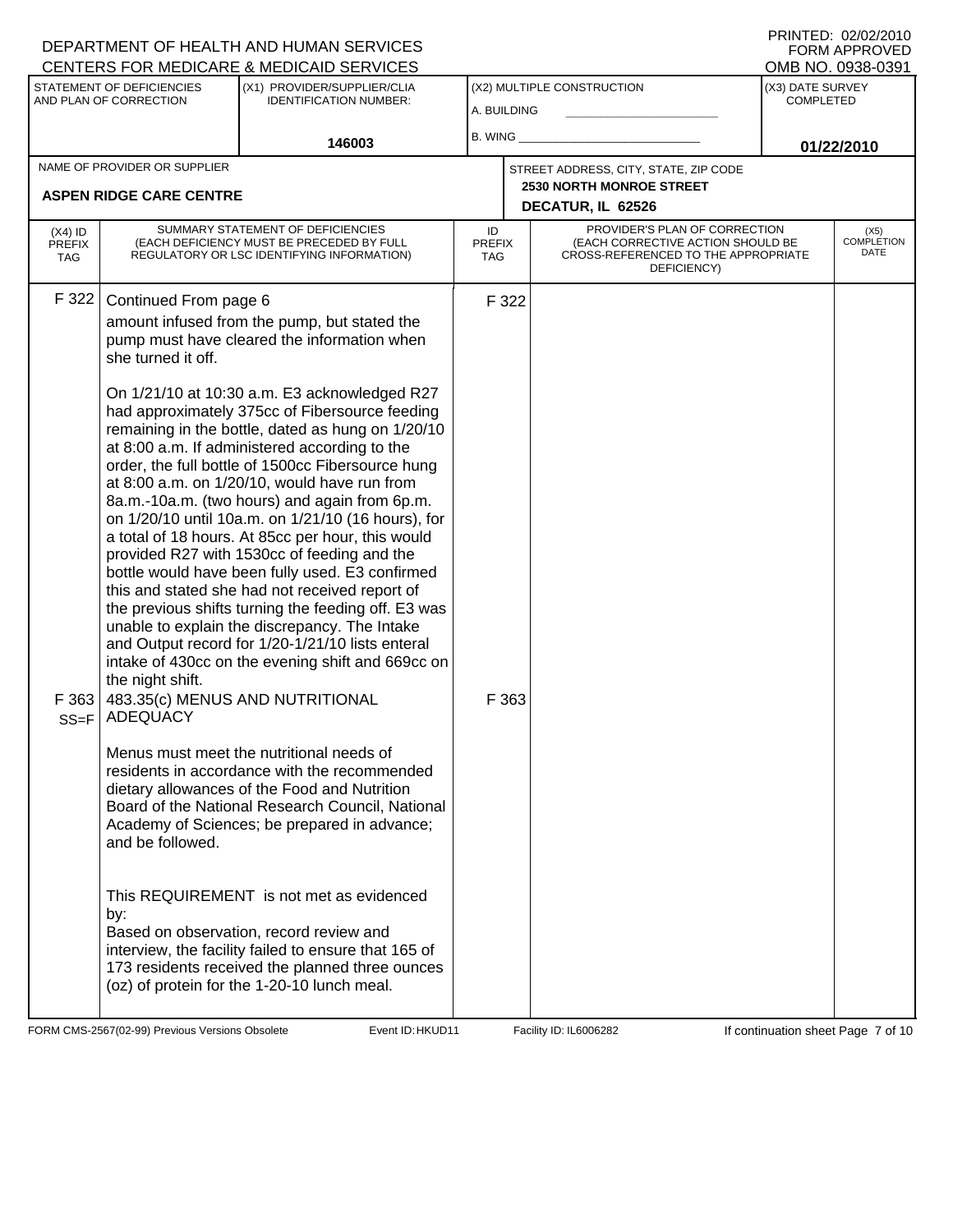DEPARTMENT OF HEALTH AND HUMAN SERVICES
CENTERS FOR MEDICARE & MEDICAID SERVICES

PRINTED: 02/02/2010
FORM APPROVED
OMB NO. 0938-0391

| STATEMENT OF DEFICIENCIES AND PLAN OF CORRECTION | (X1) PROVIDER/SUPPLIER/CLIA IDENTIFICATION NUMBER: | (X2) MULTIPLE CONSTRUCTION | (X3) DATE SURVEY COMPLETED |
|---|---|---|---|
| | 146003 | A. BUILDING ______ B. WING ______ | 01/22/2010 |

| NAME OF PROVIDER OR SUPPLIER | STREET ADDRESS, CITY, STATE, ZIP CODE |
|---|---|
| ASPEN RIDGE CARE CENTRE | 2530 NORTH MONROE STREET DECATUR, IL 62526 |

| (X4) ID PREFIX TAG | SUMMARY STATEMENT OF DEFICIENCIES (EACH DEFICIENCY MUST BE PRECEDED BY FULL REGULATORY OR LSC IDENTIFYING INFORMATION) | ID PREFIX TAG | PROVIDER'S PLAN OF CORRECTION (EACH CORRECTIVE ACTION SHOULD BE CROSS-REFERENCED TO THE APPROPRIATE DEFICIENCY) | (X5) COMPLETION DATE |
|---|---|---|---|---|
| F 322 | Continued From page 6<br>amount infused from the pump, but stated the pump must have cleared the information when she turned it off.<br><br>On 1/21/10 at 10:30 a.m. E3 acknowledged R27 had approximately 375cc of Fibersource feeding remaining in the bottle, dated as hung on 1/20/10 at 8:00 a.m. If administered according to the order, the full bottle of 1500cc Fibersource hung at 8:00 a.m. on 1/20/10, would have run from 8a.m.-10a.m. (two hours) and again from 6p.m. on 1/20/10 until 10a.m. on 1/21/10 (16 hours), for a total of 18 hours. At 85cc per hour, this would provided R27 with 1530cc of feeding and the bottle would have been fully used. E3 confirmed this and stated she had not received report of the previous shifts turning the feeding off. E3 was unable to explain the discrepancy. The Intake and Output record for 1/20-1/21/10 lists enteral intake of 430cc on the evening shift and 669cc on the night shift. | F 322 | | |
| F 363 SS=F | 483.35(c) MENUS AND NUTRITIONAL ADEQUACY<br><br>Menus must meet the nutritional needs of residents in accordance with the recommended dietary allowances of the Food and Nutrition Board of the National Research Council, National Academy of Sciences; be prepared in advance; and be followed.<br><br>This REQUIREMENT is not met as evidenced by:<br>Based on observation, record review and interview, the facility failed to ensure that 165 of 173 residents received the planned three ounces (oz) of protein for the 1-20-10 lunch meal. | F 363 | | |

FORM CMS-2567(02-99) Previous Versions Obsolete | Event ID: HKUD11 | Facility ID: IL6006282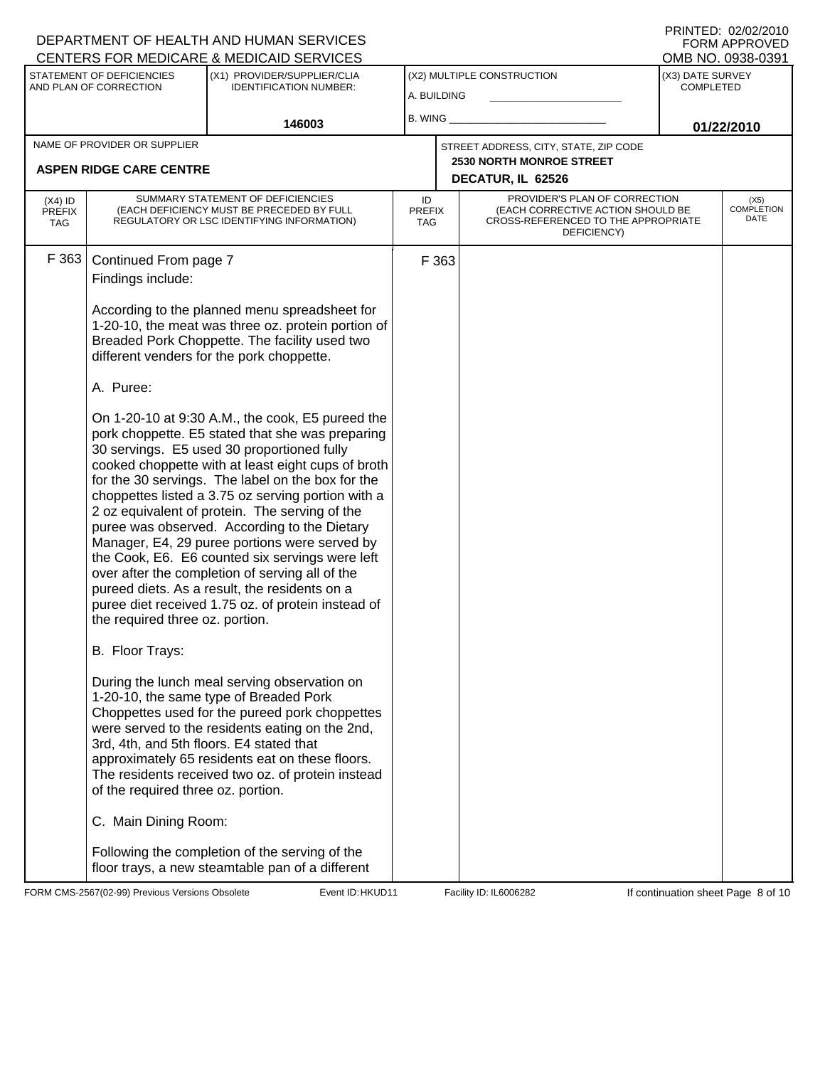DEPARTMENT OF HEALTH AND HUMAN SERVICES
CENTERS FOR MEDICARE & MEDICAID SERVICES

PRINTED: 02/02/2010
FORM APPROVED
OMB NO. 0938-0391

| STATEMENT OF DEFICIENCIES AND PLAN OF CORRECTION | (X1) PROVIDER/SUPPLIER/CLIA IDENTIFICATION NUMBER: | (X2) MULTIPLE CONSTRUCTION | (X3) DATE SURVEY COMPLETED |
|---|---|---|---|
| | 146003 | A. BUILDING ____ B. WING ____ | 01/22/2010 |

| NAME OF PROVIDER OR SUPPLIER | STREET ADDRESS, CITY, STATE, ZIP CODE |
|---|---|
| ASPEN RIDGE CARE CENTRE | 2530 NORTH MONROE STREET DECATUR, IL 62526 |

| (X4) ID PREFIX TAG | SUMMARY STATEMENT OF DEFICIENCIES (EACH DEFICIENCY MUST BE PRECEDED BY FULL REGULATORY OR LSC IDENTIFYING INFORMATION) | ID PREFIX TAG | PROVIDER'S PLAN OF CORRECTION (EACH CORRECTIVE ACTION SHOULD BE CROSS-REFERENCED TO THE APPROPRIATE DEFICIENCY) | (X5) COMPLETION DATE |
|---|---|---|---|---|
| F 363 | Continued From page 7 | F 363 | | |

Findings include:

According to the planned menu spreadsheet for 1-20-10, the meat was three oz. protein portion of Breaded Pork Choppette. The facility used two different venders for the pork choppette.

A. Puree:

On 1-20-10 at 9:30 A.M., the cook, E5 pureed the pork choppette. E5 stated that she was preparing 30 servings. E5 used 30 proportioned fully cooked choppette with at least eight cups of broth for the 30 servings. The label on the box for the choppettes listed a 3.75 oz serving portion with a 2 oz equivalent of protein. The serving of the puree was observed. According to the Dietary Manager, E4, 29 puree portions were served by the Cook, E6. E6 counted six servings were left over after the completion of serving all of the pureed diets. As a result, the residents on a puree diet received 1.75 oz. of protein instead of the required three oz. portion.

B. Floor Trays:

During the lunch meal serving observation on 1-20-10, the same type of Breaded Pork Choppettes used for the pureed pork choppettes were served to the residents eating on the 2nd, 3rd, 4th, and 5th floors. E4 stated that approximately 65 residents eat on these floors. The residents received two oz. of protein instead of the required three oz. portion.

C. Main Dining Room:

Following the completion of the serving of the floor trays, a new steamtable pan of a different

FORM CMS-2567(02-99) Previous Versions Obsolete Event ID: HKUD11 Facility ID: IL6006282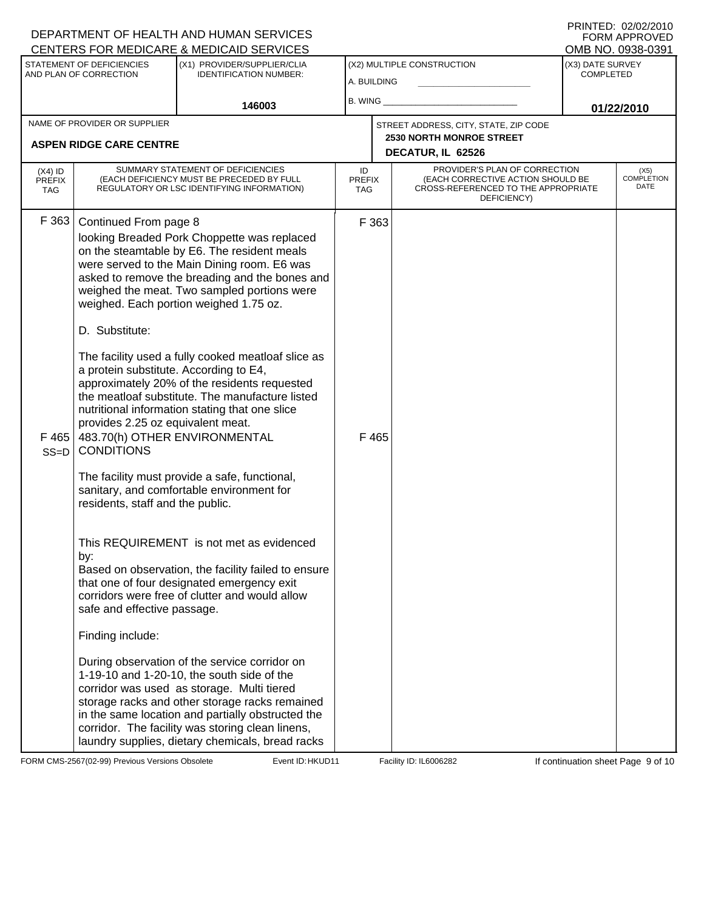DEPARTMENT OF HEALTH AND HUMAN SERVICES
CENTERS FOR MEDICARE & MEDICAID SERVICES

PRINTED: 02/02/2010
FORM APPROVED
OMB NO. 0938-0391

| STATEMENT OF DEFICIENCIES AND PLAN OF CORRECTION | (X1) PROVIDER/SUPPLIER/CLIA IDENTIFICATION NUMBER: | (X2) MULTIPLE CONSTRUCTION | (X3) DATE SURVEY COMPLETED |
|---|---|---|---|
| | 146003 | A. BUILDING ___ B. WING ___ | 01/22/2010 |

| NAME OF PROVIDER OR SUPPLIER | STREET ADDRESS, CITY, STATE, ZIP CODE |
|---|---|
| ASPEN RIDGE CARE CENTRE | 2530 NORTH MONROE STREET DECATUR, IL 62526 |

| (X4) ID PREFIX TAG | SUMMARY STATEMENT OF DEFICIENCIES (EACH DEFICIENCY MUST BE PRECEDED BY FULL REGULATORY OR LSC IDENTIFYING INFORMATION) | ID PREFIX TAG | PROVIDER'S PLAN OF CORRECTION (EACH CORRECTIVE ACTION SHOULD BE CROSS-REFERENCED TO THE APPROPRIATE DEFICIENCY) | (X5) COMPLETION DATE |
|---|---|---|---|---|
| F 363 | Continued From page 8<br>looking Breaded Pork Choppette was replaced on the steamtable by E6. The resident meals were served to the Main Dining room. E6 was asked to remove the breading and the bones and weighed the meat. Two sampled portions were weighed. Each portion weighed 1.75 oz.<br><br>D. Substitute:<br><br>The facility used a fully cooked meatloaf slice as a protein substitute. According to E4, approximately 20% of the residents requested the meatloaf substitute. The manufacture listed nutritional information stating that one slice provides 2.25 oz equivalent meat. | F 363 | | |
| F 465 SS=D | 483.70(h) OTHER ENVIRONMENTAL CONDITIONS<br><br>The facility must provide a safe, functional, sanitary, and comfortable environment for residents, staff and the public.<br><br><br>This REQUIREMENT is not met as evidenced by:<br>Based on observation, the facility failed to ensure that one of four designated emergency exit corridors were free of clutter and would allow safe and effective passage.<br><br>Finding include:<br><br>During observation of the service corridor on 1-19-10 and 1-20-10, the south side of the corridor was used as storage. Multi tiered storage racks and other storage racks remained in the same location and partially obstructed the corridor. The facility was storing clean linens, laundry supplies, dietary chemicals, bread racks | F 465 | | |

FORM CMS-2567(02-99) Previous Versions Obsolete Event ID: HKUD11 Facility ID: IL6006282 If continuation sheet Page 9 of 10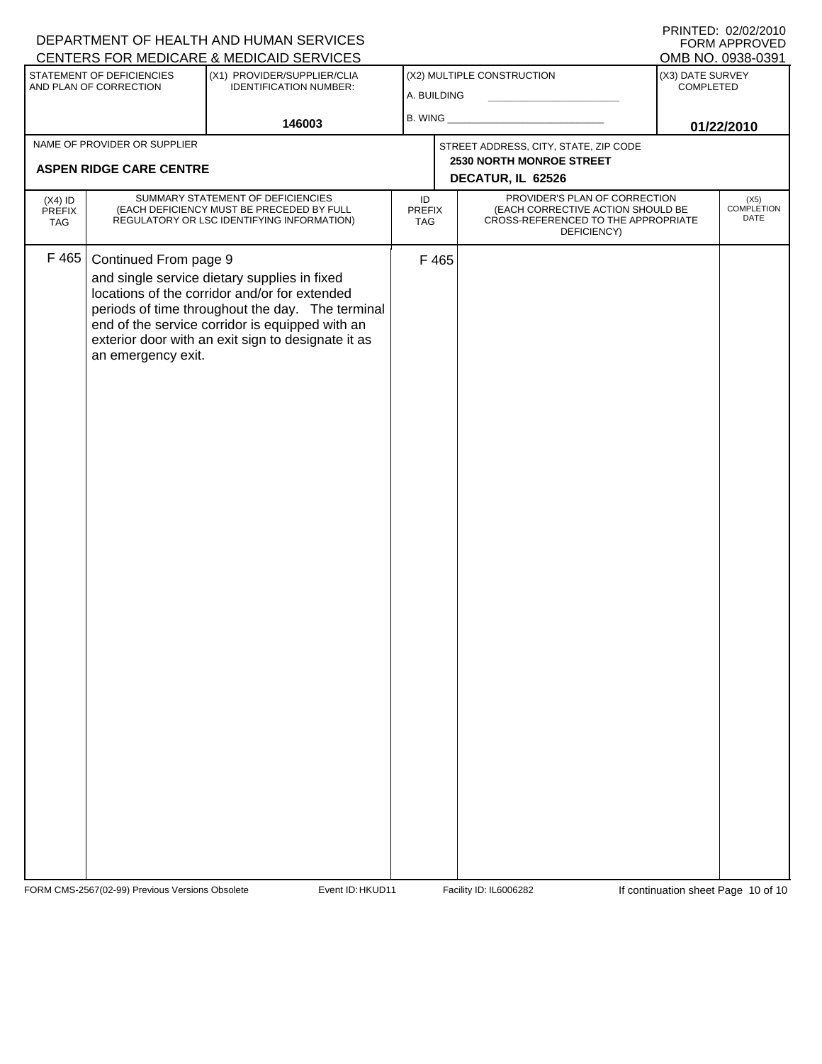DEPARTMENT OF HEALTH AND HUMAN SERVICES
CENTERS FOR MEDICARE & MEDICAID SERVICES

PRINTED: 02/02/2010
FORM APPROVED
OMB NO. 0938-0391

| STATEMENT OF DEFICIENCIES AND PLAN OF CORRECTION | (X1) PROVIDER/SUPPLIER/CLIA IDENTIFICATION NUMBER: | (X2) MULTIPLE CONSTRUCTION | (X3) DATE SURVEY COMPLETED |
|---|---|---|---|
| | 146003 | A. BUILDING<br>B. WING | 01/22/2010 |

| NAME OF PROVIDER OR SUPPLIER | STREET ADDRESS, CITY, STATE, ZIP CODE |
|---|---|
| ASPEN RIDGE CARE CENTRE | 2530 NORTH MONROE STREET<br>DECATUR, IL 62526 |

| (X4) ID PREFIX TAG | SUMMARY STATEMENT OF DEFICIENCIES (EACH DEFICIENCY MUST BE PRECEDED BY FULL REGULATORY OR LSC IDENTIFYING INFORMATION) | ID PREFIX TAG | PROVIDER'S PLAN OF CORRECTION (EACH CORRECTIVE ACTION SHOULD BE CROSS-REFERENCED TO THE APPROPRIATE DEFICIENCY) | (X5) COMPLETION DATE |
|---|---|---|---|---|
| F 465 | Continued From page 9<br>and single service dietary supplies in fixed locations of the corridor and/or for extended periods of time throughout the day. The terminal end of the service corridor is equipped with an exterior door with an exit sign to designate it as an emergency exit. | F 465 | | |

FORM CMS-2567(02-99) Previous Versions Obsolete    Event ID: HKUD11    Facility ID: IL6006282